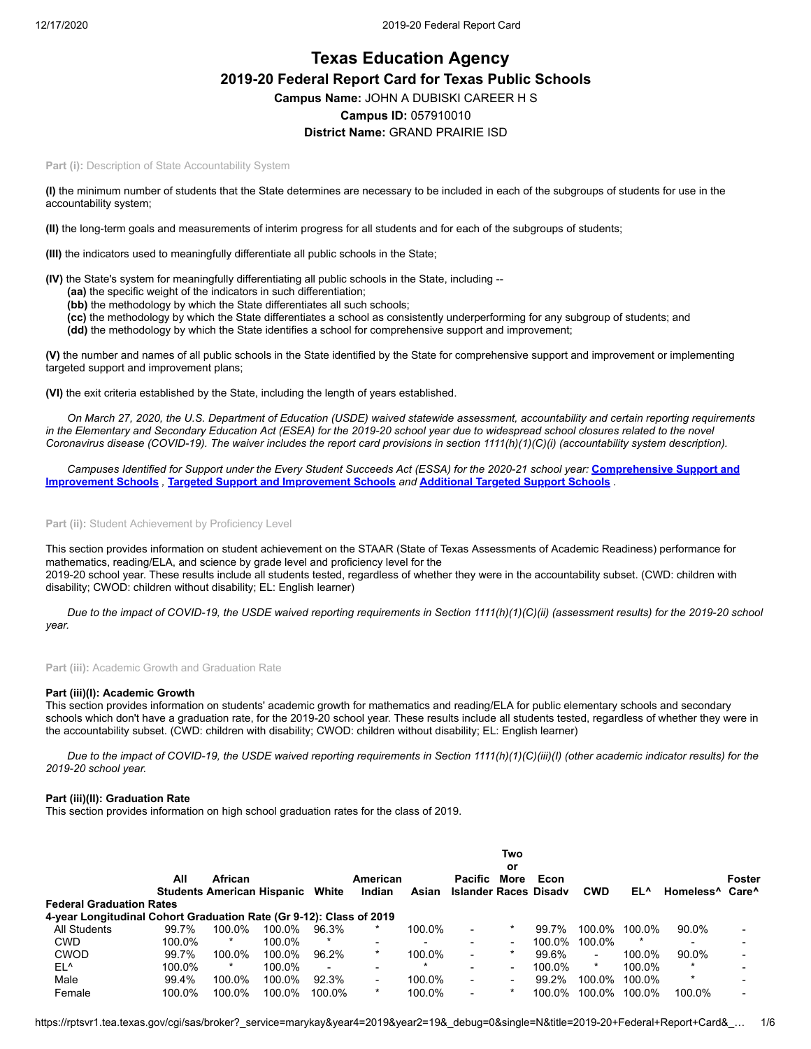# Texas Education Agency

## 2019-20 Federal Report Card for Texas Public Schools

**Campus Name:** JOHN A DUBISKI CAREER H S

**Campus ID:** 057910010

**District Name:** GRAND PRAIRIE ISD

Part (i): Description of State Accountability System

**(I)** the minimum number of students that the State determines are necessary to be included in each of the subgroups of students for use in the accountability system;

**(II)** the long-term goals and measurements of interim progress for all students and for each of the subgroups of students;

**(III)** the indicators used to meaningfully differentiate all public schools in the State;

**(IV)** the State's system for meaningfully differentiating all public schools in the State, including --
- **(aa)** the specific weight of the indicators in such differentiation;
- **(bb)** the methodology by which the State differentiates all such schools;
- **(cc)** the methodology by which the State differentiates a school as consistently underperforming for any subgroup of students; and
- **(dd)** the methodology by which the State identifies a school for comprehensive support and improvement;

**(V)** the number and names of all public schools in the State identified by the State for comprehensive support and improvement or implementing targeted support and improvement plans;

**(VI)** the exit criteria established by the State, including the length of years established.

*On March 27, 2020, the U.S. Department of Education (USDE) waived statewide assessment, accountability and certain reporting requirements in the Elementary and Secondary Education Act (ESEA) for the 2019-20 school year due to widespread school closures related to the novel Coronavirus disease (COVID-19). The waiver includes the report card provisions in section 1111(h)(1)(C)(i) (accountability system description).*

*Campuses Identified for Support under the Every Student Succeeds Act (ESSA) for the 2020-21 school year:* **Comprehensive Support and Improvement Schools** , **Targeted Support and Improvement Schools** *and* **Additional Targeted Support Schools** .

Part (ii): Student Achievement by Proficiency Level

This section provides information on student achievement on the STAAR (State of Texas Assessments of Academic Readiness) performance for mathematics, reading/ELA, and science by grade level and proficiency level for the 2019-20 school year. These results include all students tested, regardless of whether they were in the accountability subset. (CWD: children with disability; CWOD: children without disability; EL: English learner)

*Due to the impact of COVID-19, the USDE waived reporting requirements in Section 1111(h)(1)(C)(ii) (assessment results) for the 2019-20 school year.*

Part (iii): Academic Growth and Graduation Rate

**Part (iii)(I): Academic Growth**

This section provides information on students' academic growth for mathematics and reading/ELA for public elementary schools and secondary schools which don't have a graduation rate, for the 2019-20 school year. These results include all students tested, regardless of whether they were in the accountability subset. (CWD: children with disability; CWOD: children without disability; EL: English learner)

*Due to the impact of COVID-19, the USDE waived reporting requirements in Section 1111(h)(1)(C)(iii)(I) (other academic indicator results) for the 2019-20 school year.*

**Part (iii)(II): Graduation Rate**

This section provides information on high school graduation rates for the class of 2019.

| | All Students | African American | Hispanic | White | American Indian | Asian | Pacific Islander | Two or More Races | Econ Disadv | CWD | EL^ | Homeless^ | Foster Care^ |
|---|---|---|---|---|---|---|---|---|---|---|---|---|---|
| **Federal Graduation Rates** | | | | | | | | | | | | | |
| **4-year Longitudinal Cohort Graduation Rate (Gr 9-12): Class of 2019** | | | | | | | | | | | | | |
| All Students | 99.7% | 100.0% | 100.0% | 96.3% | * | 100.0% | - | * | 99.7% | 100.0% | 100.0% | 90.0% | - |
| CWD | 100.0% | * | 100.0% | * | - | - | - | - | 100.0% | 100.0% | * | - | - |
| CWOD | 99.7% | 100.0% | 100.0% | 96.2% | * | 100.0% | - | * | 99.6% | - | 100.0% | 90.0% | - |
| EL^ | 100.0% | * | 100.0% | - | - | * | - | - | 100.0% | * | 100.0% | * | - |
| Male | 99.4% | 100.0% | 100.0% | 92.3% | - | 100.0% | - | - | 99.2% | 100.0% | 100.0% | * | - |
| Female | 100.0% | 100.0% | 100.0% | 100.0% | * | 100.0% | - | * | 100.0% | 100.0% | 100.0% | 100.0% | - |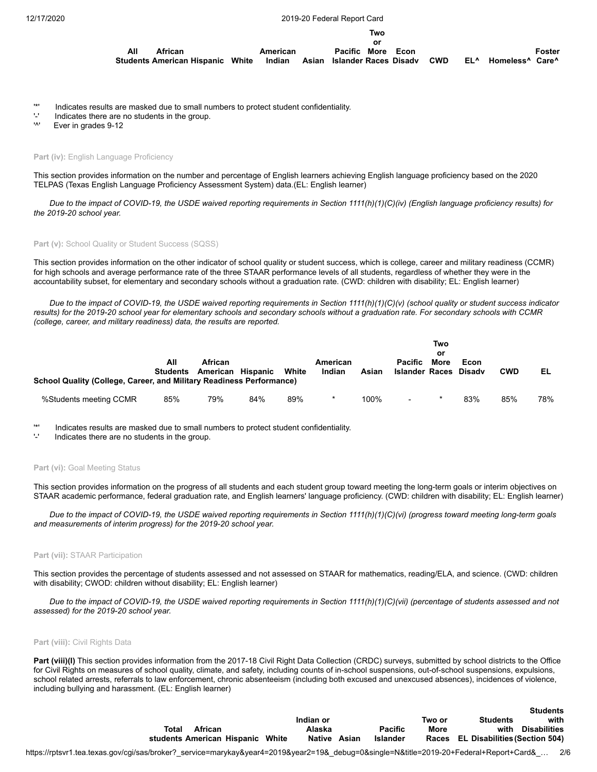| All Students | African American | Hispanic | White | American Indian | Asian | Pacific Islander | Two or More Races | Econ Disadv | CWD | EL^ | Homeless^ | Foster Care^ |
|---|---|---|---|---|---|---|---|---|---|---|---|---|

'*' Indicates results are masked due to small numbers to protect student confidentiality.
'-' Indicates there are no students in the group.
'^' Ever in grades 9-12

**Part (iv):** English Language Proficiency

This section provides information on the number and percentage of English learners achieving English language proficiency based on the 2020 TELPAS (Texas English Language Proficiency Assessment System) data.(EL: English learner)

*Due to the impact of COVID-19, the USDE waived reporting requirements in Section 1111(h)(1)(C)(iv) (English language proficiency results) for the 2019-20 school year.*

**Part (v):** School Quality or Student Success (SQSS)

This section provides information on the other indicator of school quality or student success, which is college, career and military readiness (CCMR) for high schools and average performance rate of the three STAAR performance levels of all students, regardless of whether they were in the accountability subset, for elementary and secondary schools without a graduation rate. (CWD: children with disability; EL: English learner)

*Due to the impact of COVID-19, the USDE waived reporting requirements in Section 1111(h)(1)(C)(v) (school quality or student success indicator results) for the 2019-20 school year for elementary schools and secondary schools without a graduation rate. For secondary schools with CCMR (college, career, and military readiness) data, the results are reported.*

| School Quality (College, Career, and Military Readiness Performance) | All Students | African American | Hispanic | White | American Indian | Asian | Pacific Islander | Two or More Races | Econ Disadv | CWD | EL |
|---|---|---|---|---|---|---|---|---|---|---|---|
| %Students meeting CCMR | 85% | 79% | 84% | 89% | * | 100% | - | * | 83% | 85% | 78% |

'*' Indicates results are masked due to small numbers to protect student confidentiality.
'-' Indicates there are no students in the group.

**Part (vi):** Goal Meeting Status

This section provides information on the progress of all students and each student group toward meeting the long-term goals or interim objectives on STAAR academic performance, federal graduation rate, and English learners' language proficiency. (CWD: children with disability; EL: English learner)

*Due to the impact of COVID-19, the USDE waived reporting requirements in Section 1111(h)(1)(C)(vi) (progress toward meeting long-term goals and measurements of interim progress) for the 2019-20 school year.*

**Part (vii):** STAAR Participation

This section provides the percentage of students assessed and not assessed on STAAR for mathematics, reading/ELA, and science. (CWD: children with disability; CWOD: children without disability; EL: English learner)

*Due to the impact of COVID-19, the USDE waived reporting requirements in Section 1111(h)(1)(C)(vii) (percentage of students assessed and not assessed) for the 2019-20 school year.*

**Part (viii):** Civil Rights Data

**Part (viii)(I)** This section provides information from the 2017-18 Civil Right Data Collection (CRDC) surveys, submitted by school districts to the Office for Civil Rights on measures of school quality, climate, and safety, including counts of in-school suspensions, out-of-school suspensions, expulsions, school related arrests, referrals to law enforcement, chronic absenteeism (including both excused and unexcused absences), incidences of violence, including bullying and harassment. (EL: English learner)

| Total students | African American | Hispanic | White | Indian or Alaska Native | Asian | Pacific Islander | Two or More Races | EL | Students with Disabilities | Students with Disabilities (Section 504) |
|---|---|---|---|---|---|---|---|---|---|---|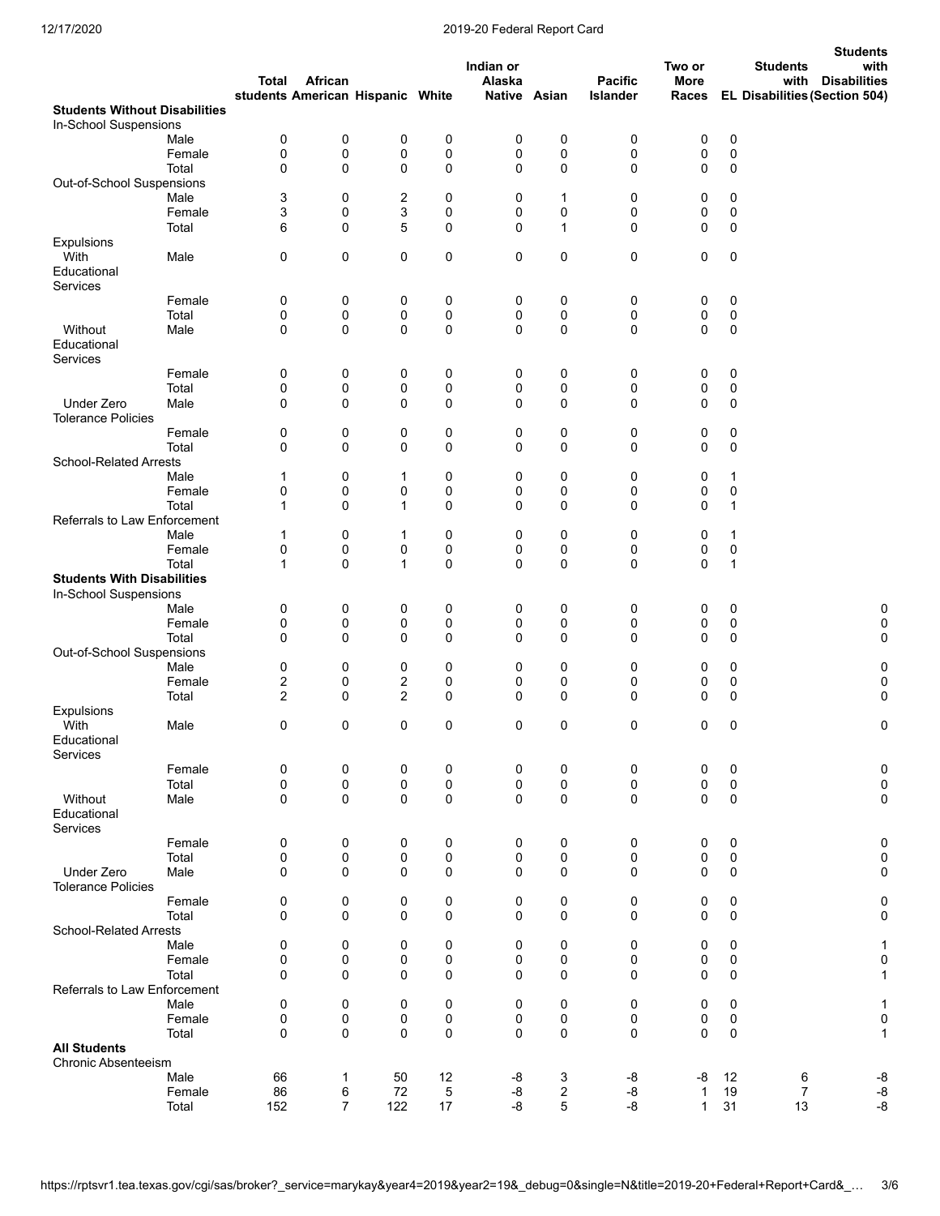| | | Total students | African American | Hispanic | White | Indian or Alaska Native | Asian | Pacific Islander | Two or More Races | EL | Students with Disabilities | Students with Disabilities (Section 504) |
|---|---|---|---|---|---|---|---|---|---|---|---|---|
| **Students Without Disabilities** | | | | | | | | | | | | |
| In-School Suspensions | | | | | | | | | | | | |
| | Male | 0 | 0 | 0 | 0 | 0 | 0 | 0 | 0 | 0 | | |
| | Female | 0 | 0 | 0 | 0 | 0 | 0 | 0 | 0 | 0 | | |
| | Total | 0 | 0 | 0 | 0 | 0 | 0 | 0 | 0 | 0 | | |
| Out-of-School Suspensions | | | | | | | | | | | | |
| | Male | 3 | 0 | 2 | 0 | 0 | 1 | 0 | 0 | 0 | | |
| | Female | 3 | 0 | 3 | 0 | 0 | 0 | 0 | 0 | 0 | | |
| | Total | 6 | 0 | 5 | 0 | 0 | 1 | 0 | 0 | 0 | | |
| Expulsions | | | | | | | | | | | | |
| With Educational Services | Male | 0 | 0 | 0 | 0 | 0 | 0 | 0 | 0 | 0 | | |
| | Female | 0 | 0 | 0 | 0 | 0 | 0 | 0 | 0 | 0 | | |
| | Total | 0 | 0 | 0 | 0 | 0 | 0 | 0 | 0 | 0 | | |
| Without Educational Services | Male | 0 | 0 | 0 | 0 | 0 | 0 | 0 | 0 | 0 | | |
| | Female | 0 | 0 | 0 | 0 | 0 | 0 | 0 | 0 | 0 | | |
| | Total | 0 | 0 | 0 | 0 | 0 | 0 | 0 | 0 | 0 | | |
| Under Zero Tolerance Policies | Male | 0 | 0 | 0 | 0 | 0 | 0 | 0 | 0 | 0 | | |
| | Female | 0 | 0 | 0 | 0 | 0 | 0 | 0 | 0 | 0 | | |
| | Total | 0 | 0 | 0 | 0 | 0 | 0 | 0 | 0 | 0 | | |
| School-Related Arrests | | | | | | | | | | | | |
| | Male | 1 | 0 | 1 | 0 | 0 | 0 | 0 | 0 | 1 | | |
| | Female | 0 | 0 | 0 | 0 | 0 | 0 | 0 | 0 | 0 | | |
| | Total | 1 | 0 | 1 | 0 | 0 | 0 | 0 | 0 | 1 | | |
| Referrals to Law Enforcement | | | | | | | | | | | | |
| | Male | 1 | 0 | 1 | 0 | 0 | 0 | 0 | 0 | 1 | | |
| | Female | 0 | 0 | 0 | 0 | 0 | 0 | 0 | 0 | 0 | | |
| | Total | 1 | 0 | 1 | 0 | 0 | 0 | 0 | 0 | 1 | | |
| **Students With Disabilities** | | | | | | | | | | | | |
| In-School Suspensions | | | | | | | | | | | | |
| | Male | 0 | 0 | 0 | 0 | 0 | 0 | 0 | 0 | 0 | | 0 |
| | Female | 0 | 0 | 0 | 0 | 0 | 0 | 0 | 0 | 0 | | 0 |
| | Total | 0 | 0 | 0 | 0 | 0 | 0 | 0 | 0 | 0 | | 0 |
| Out-of-School Suspensions | | | | | | | | | | | | |
| | Male | 0 | 0 | 0 | 0 | 0 | 0 | 0 | 0 | 0 | | 0 |
| | Female | 2 | 0 | 2 | 0 | 0 | 0 | 0 | 0 | 0 | | 0 |
| | Total | 2 | 0 | 2 | 0 | 0 | 0 | 0 | 0 | 0 | | 0 |
| Expulsions | | | | | | | | | | | | |
| With Educational Services | Male | 0 | 0 | 0 | 0 | 0 | 0 | 0 | 0 | 0 | | 0 |
| | Female | 0 | 0 | 0 | 0 | 0 | 0 | 0 | 0 | 0 | | 0 |
| | Total | 0 | 0 | 0 | 0 | 0 | 0 | 0 | 0 | 0 | | 0 |
| Without Educational Services | Male | 0 | 0 | 0 | 0 | 0 | 0 | 0 | 0 | 0 | | 0 |
| | Female | 0 | 0 | 0 | 0 | 0 | 0 | 0 | 0 | 0 | | 0 |
| | Total | 0 | 0 | 0 | 0 | 0 | 0 | 0 | 0 | 0 | | 0 |
| Under Zero Tolerance Policies | Male | 0 | 0 | 0 | 0 | 0 | 0 | 0 | 0 | 0 | | 0 |
| | Female | 0 | 0 | 0 | 0 | 0 | 0 | 0 | 0 | 0 | | 0 |
| | Total | 0 | 0 | 0 | 0 | 0 | 0 | 0 | 0 | 0 | | 0 |
| School-Related Arrests | | | | | | | | | | | | |
| | Male | 0 | 0 | 0 | 0 | 0 | 0 | 0 | 0 | 0 | | 1 |
| | Female | 0 | 0 | 0 | 0 | 0 | 0 | 0 | 0 | 0 | | 0 |
| | Total | 0 | 0 | 0 | 0 | 0 | 0 | 0 | 0 | 0 | | 1 |
| Referrals to Law Enforcement | | | | | | | | | | | | |
| | Male | 0 | 0 | 0 | 0 | 0 | 0 | 0 | 0 | 0 | | 1 |
| | Female | 0 | 0 | 0 | 0 | 0 | 0 | 0 | 0 | 0 | | 0 |
| | Total | 0 | 0 | 0 | 0 | 0 | 0 | 0 | 0 | 0 | | 1 |
| **All Students** | | | | | | | | | | | | |
| Chronic Absenteeism | | | | | | | | | | | | |
| | Male | 66 | 1 | 50 | 12 | -8 | 3 | -8 | -8 | 12 | 6 | -8 |
| | Female | 86 | 6 | 72 | 5 | -8 | 2 | -8 | 1 | 19 | 7 | -8 |
| | Total | 152 | 7 | 122 | 17 | -8 | 5 | -8 | 1 | 31 | 13 | -8 |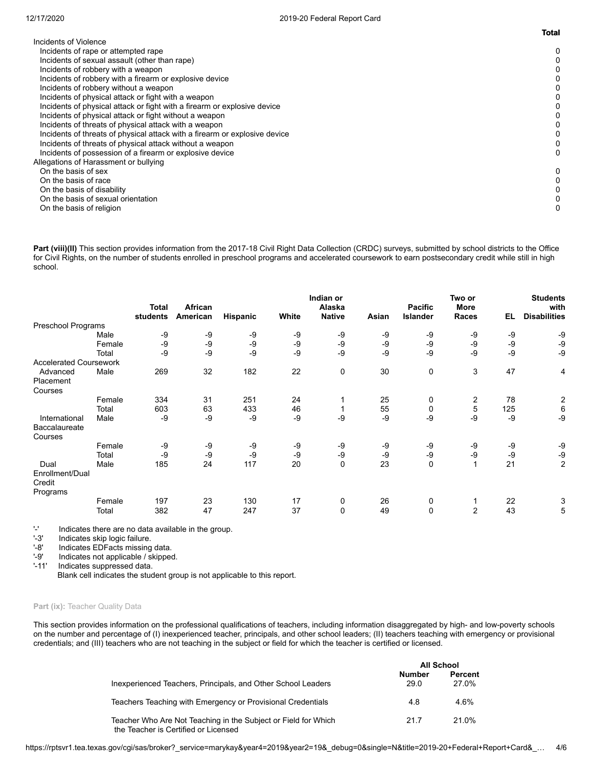| | Total |
|---|---|
| Incidents of Violence | |
| Incidents of rape or attempted rape | 0 |
| Incidents of sexual assault (other than rape) | 0 |
| Incidents of robbery with a weapon | 0 |
| Incidents of robbery with a firearm or explosive device | 0 |
| Incidents of robbery without a weapon | 0 |
| Incidents of physical attack or fight with a weapon | 0 |
| Incidents of physical attack or fight with a firearm or explosive device | 0 |
| Incidents of physical attack or fight without a weapon | 0 |
| Incidents of threats of physical attack with a weapon | 0 |
| Incidents of threats of physical attack with a firearm or explosive device | 0 |
| Incidents of threats of physical attack without a weapon | 0 |
| Incidents of possession of a firearm or explosive device | 0 |
| Allegations of Harassment or bullying | |
| On the basis of sex | 0 |
| On the basis of race | 0 |
| On the basis of disability | 0 |
| On the basis of sexual orientation | 0 |
| On the basis of religion | 0 |

**Part (viii)(II)** This section provides information from the 2017-18 Civil Right Data Collection (CRDC) surveys, submitted by school districts to the Office for Civil Rights, on the number of students enrolled in preschool programs and accelerated coursework to earn postsecondary credit while still in high school.

| | | Total students | African American | Hispanic | White | Indian or Alaska Native | Asian | Pacific Islander | Two or More Races | EL | Students with Disabilities |
|---|---|---|---|---|---|---|---|---|---|---|---|
| Preschool Programs | | | | | | | | | | | |
| | Male | -9 | -9 | -9 | -9 | -9 | -9 | -9 | -9 | -9 | -9 |
| | Female | -9 | -9 | -9 | -9 | -9 | -9 | -9 | -9 | -9 | -9 |
| | Total | -9 | -9 | -9 | -9 | -9 | -9 | -9 | -9 | -9 | -9 |
| Accelerated Coursework | | | | | | | | | | | |
| Advanced Placement Courses | Male | 269 | 32 | 182 | 22 | 0 | 30 | 0 | 3 | 47 | 4 |
| | Female | 334 | 31 | 251 | 24 | 1 | 25 | 0 | 2 | 78 | 2 |
| | Total | 603 | 63 | 433 | 46 | 1 | 55 | 0 | 5 | 125 | 6 |
| International Baccalaureate Courses | Male | -9 | -9 | -9 | -9 | -9 | -9 | -9 | -9 | -9 | -9 |
| | Female | -9 | -9 | -9 | -9 | -9 | -9 | -9 | -9 | -9 | -9 |
| | Total | -9 | -9 | -9 | -9 | -9 | -9 | -9 | -9 | -9 | -9 |
| Dual Enrollment/Dual Credit Programs | Male | 185 | 24 | 117 | 20 | 0 | 23 | 0 | 1 | 21 | 2 |
| | Female | 197 | 23 | 130 | 17 | 0 | 26 | 0 | 1 | 22 | 3 |
| | Total | 382 | 47 | 247 | 37 | 0 | 49 | 0 | 2 | 43 | 5 |

'-' Indicates there are no data available in the group.
'-3' Indicates skip logic failure.
'-8' Indicates EDFacts missing data.
'-9' Indicates not applicable / skipped.
'-11' Indicates suppressed data.
Blank cell indicates the student group is not applicable to this report.

**Part (ix):** Teacher Quality Data

This section provides information on the professional qualifications of teachers, including information disaggregated by high- and low-poverty schools on the number and percentage of (I) inexperienced teacher, principals, and other school leaders; (II) teachers teaching with emergency or provisional credentials; and (III) teachers who are not teaching in the subject or field for which the teacher is certified or licensed.

| | All School | |
|---|---|---|
| | Number | Percent |
| Inexperienced Teachers, Principals, and Other School Leaders | 29.0 | 27.0% |
| Teachers Teaching with Emergency or Provisional Credentials | 4.8 | 4.6% |
| Teacher Who Are Not Teaching in the Subject or Field for Which the Teacher is Certified or Licensed | 21.7 | 21.0% |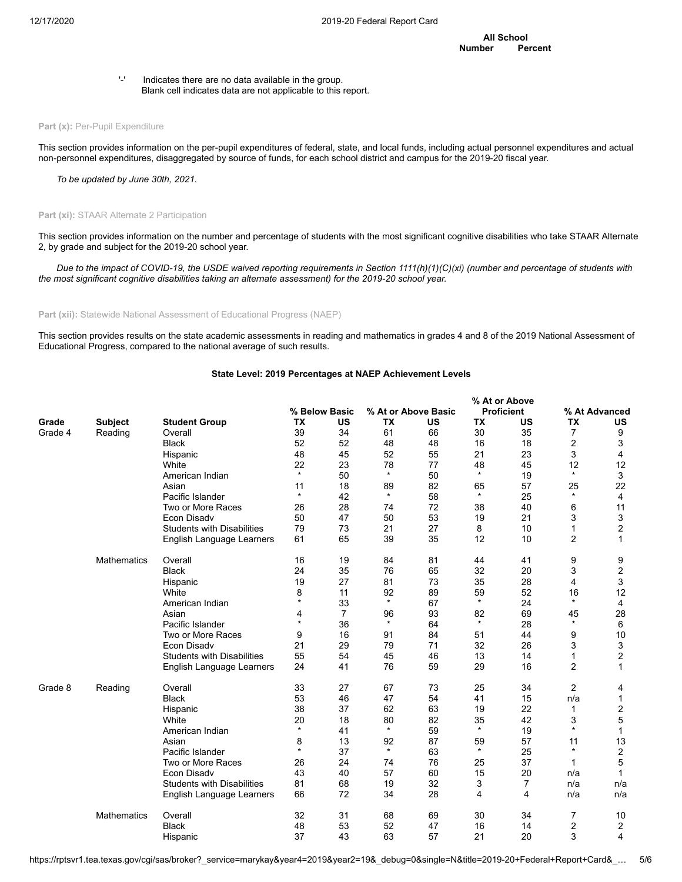| | All School | |
|---|---|---|
| | Number | Percent |

'-' Indicates there are no data available in the group.
Blank cell indicates data are not applicable to this report.

**Part (x):** Per-Pupil Expenditure

This section provides information on the per-pupil expenditures of federal, state, and local funds, including actual personnel expenditures and actual non-personnel expenditures, disaggregated by source of funds, for each school district and campus for the 2019-20 fiscal year.

*To be updated by June 30th, 2021.*

**Part (xi):** STAAR Alternate 2 Participation

This section provides information on the number and percentage of students with the most significant cognitive disabilities who take STAAR Alternate 2, by grade and subject for the 2019-20 school year.

*Due to the impact of COVID-19, the USDE waived reporting requirements in Section 1111(h)(1)(C)(xi) (number and percentage of students with the most significant cognitive disabilities taking an alternate assessment) for the 2019-20 school year.*

**Part (xii):** Statewide National Assessment of Educational Progress (NAEP)

This section provides results on the state academic assessments in reading and mathematics in grades 4 and 8 of the 2019 National Assessment of Educational Progress, compared to the national average of such results.

**State Level: 2019 Percentages at NAEP Achievement Levels**

| | | | % Below Basic | | % At or Above Basic | | % At or Above Proficient | | % At Advanced | |
|---|---|---|---|---|---|---|---|---|---|---|
| **Grade** | **Subject** | **Student Group** | **TX** | **US** | **TX** | **US** | **TX** | **US** | **TX** | **US** |
| Grade 4 | Reading | Overall | 39 | 34 | 61 | 66 | 30 | 35 | 7 | 9 |
| | | Black | 52 | 52 | 48 | 48 | 16 | 18 | 2 | 3 |
| | | Hispanic | 48 | 45 | 52 | 55 | 21 | 23 | 3 | 4 |
| | | White | 22 | 23 | 78 | 77 | 48 | 45 | 12 | 12 |
| | | American Indian | * | 50 | * | 50 | * | 19 | * | 3 |
| | | Asian | 11 | 18 | 89 | 82 | 65 | 57 | 25 | 22 |
| | | Pacific Islander | * | 42 | * | 58 | * | 25 | * | 4 |
| | | Two or More Races | 26 | 28 | 74 | 72 | 38 | 40 | 6 | 11 |
| | | Econ Disadv | 50 | 47 | 50 | 53 | 19 | 21 | 3 | 3 |
| | | Students with Disabilities | 79 | 73 | 21 | 27 | 8 | 10 | 1 | 2 |
| | | English Language Learners | 61 | 65 | 39 | 35 | 12 | 10 | 2 | 1 |
| | Mathematics | Overall | 16 | 19 | 84 | 81 | 44 | 41 | 9 | 9 |
| | | Black | 24 | 35 | 76 | 65 | 32 | 20 | 3 | 2 |
| | | Hispanic | 19 | 27 | 81 | 73 | 35 | 28 | 4 | 3 |
| | | White | 8 | 11 | 92 | 89 | 59 | 52 | 16 | 12 |
| | | American Indian | * | 33 | * | 67 | * | 24 | * | 4 |
| | | Asian | 4 | 7 | 96 | 93 | 82 | 69 | 45 | 28 |
| | | Pacific Islander | * | 36 | * | 64 | * | 28 | * | 6 |
| | | Two or More Races | 9 | 16 | 91 | 84 | 51 | 44 | 9 | 10 |
| | | Econ Disadv | 21 | 29 | 79 | 71 | 32 | 26 | 3 | 3 |
| | | Students with Disabilities | 55 | 54 | 45 | 46 | 13 | 14 | 1 | 2 |
| | | English Language Learners | 24 | 41 | 76 | 59 | 29 | 16 | 2 | 1 |
| Grade 8 | Reading | Overall | 33 | 27 | 67 | 73 | 25 | 34 | 2 | 4 |
| | | Black | 53 | 46 | 47 | 54 | 41 | 15 | n/a | 1 |
| | | Hispanic | 38 | 37 | 62 | 63 | 19 | 22 | 1 | 2 |
| | | White | 20 | 18 | 80 | 82 | 35 | 42 | 3 | 5 |
| | | American Indian | * | 41 | * | 59 | * | 19 | * | 1 |
| | | Asian | 8 | 13 | 92 | 87 | 59 | 57 | 11 | 13 |
| | | Pacific Islander | * | 37 | * | 63 | * | 25 | * | 2 |
| | | Two or More Races | 26 | 24 | 74 | 76 | 25 | 37 | 1 | 5 |
| | | Econ Disadv | 43 | 40 | 57 | 60 | 15 | 20 | n/a | 1 |
| | | Students with Disabilities | 81 | 68 | 19 | 32 | 3 | 7 | n/a | n/a |
| | | English Language Learners | 66 | 72 | 34 | 28 | 4 | 4 | n/a | n/a |
| | Mathematics | Overall | 32 | 31 | 68 | 69 | 30 | 34 | 7 | 10 |
| | | Black | 48 | 53 | 52 | 47 | 16 | 14 | 2 | 2 |
| | | Hispanic | 37 | 43 | 63 | 57 | 21 | 20 | 3 | 4 |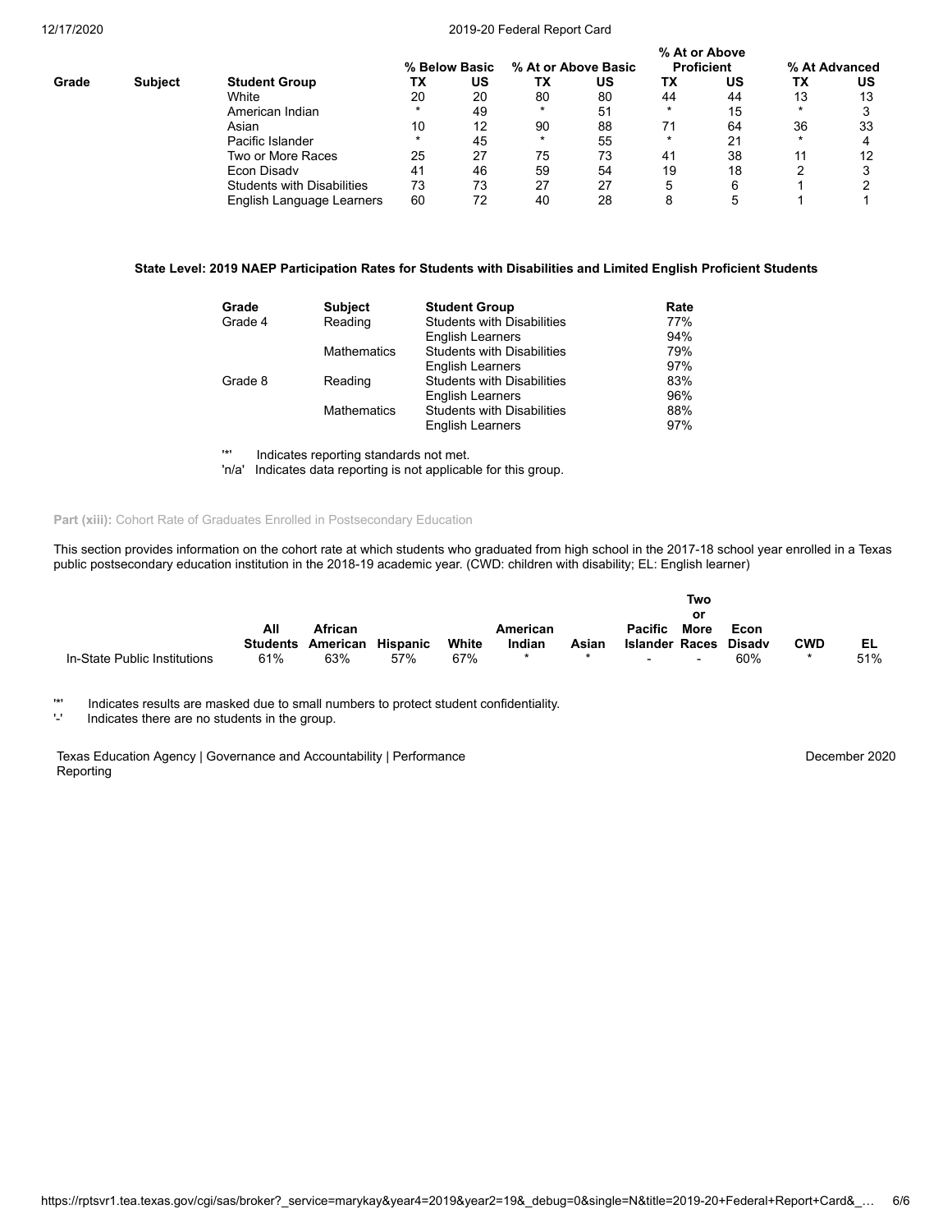| Grade | Subject | Student Group | % Below Basic | | % At or Above Basic | | % At or Above Proficient | | % At Advanced | |
|---|---|---|---|---|---|---|---|---|---|---|
| | | | TX | US | TX | US | TX | US | TX | US |
| | | White | 20 | 20 | 80 | 80 | 44 | 44 | 13 | 13 |
| | | American Indian | * | 49 | * | 51 | * | 15 | * | 3 |
| | | Asian | 10 | 12 | 90 | 88 | 71 | 64 | 36 | 33 |
| | | Pacific Islander | * | 45 | * | 55 | * | 21 | * | 4 |
| | | Two or More Races | 25 | 27 | 75 | 73 | 41 | 38 | 11 | 12 |
| | | Econ Disadv | 41 | 46 | 59 | 54 | 19 | 18 | 2 | 3 |
| | | Students with Disabilities | 73 | 73 | 27 | 27 | 5 | 6 | 1 | 2 |
| | | English Language Learners | 60 | 72 | 40 | 28 | 8 | 5 | 1 | 1 |

**State Level: 2019 NAEP Participation Rates for Students with Disabilities and Limited English Proficient Students**

| Grade | Subject | Student Group | Rate |
|---|---|---|---|
| Grade 4 | Reading | Students with Disabilities | 77% |
| | | English Learners | 94% |
| | Mathematics | Students with Disabilities | 79% |
| | | English Learners | 97% |
| Grade 8 | Reading | Students with Disabilities | 83% |
| | | English Learners | 96% |
| | Mathematics | Students with Disabilities | 88% |
| | | English Learners | 97% |

'*' Indicates reporting standards not met.
'n/a' Indicates data reporting is not applicable for this group.

**Part (xiii):** Cohort Rate of Graduates Enrolled in Postsecondary Education

This section provides information on the cohort rate at which students who graduated from high school in the 2017-18 school year enrolled in a Texas public postsecondary education institution in the 2018-19 academic year. (CWD: children with disability; EL: English learner)

| | All Students | African American | Hispanic | White | American Indian | Asian | Pacific Islander | Two or More Races | Econ Disadv | CWD | EL |
|---|---|---|---|---|---|---|---|---|---|---|---|
| In-State Public Institutions | 61% | 63% | 57% | 67% | * | * | - | - | 60% | * | 51% |

'*' Indicates results are masked due to small numbers to protect student confidentiality.
'-' Indicates there are no students in the group.

Texas Education Agency | Governance and Accountability | Performance Reporting

December 2020